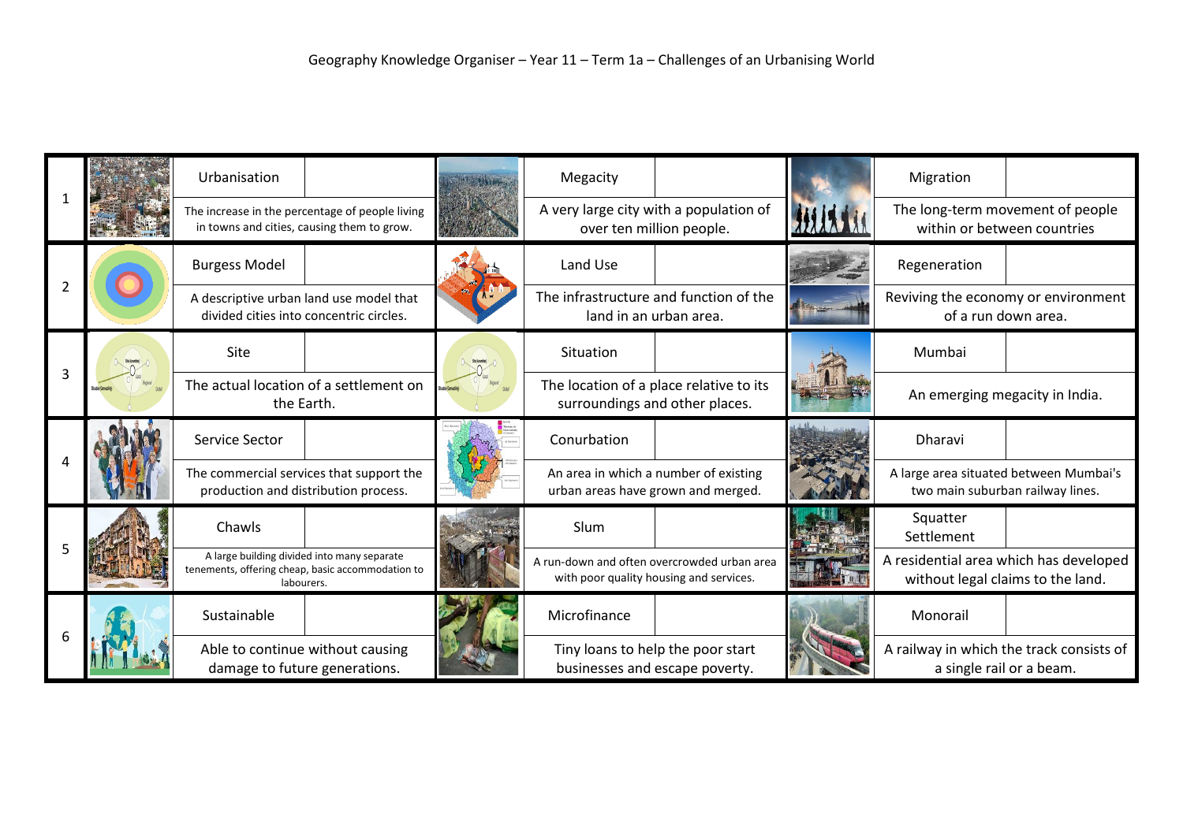Geography Knowledge Organiser – Year 11 – Term 1a – Challenges of an Urbanising World

| | Term | Definition | Term | Definition | Term | Definition |
|---|---|---|---|---|---|---|
| 1 | Urbanisation | The increase in the percentage of people living in towns and cities, causing them to grow. | Megacity | A very large city with a population of over ten million people. | Migration | The long-term movement of people within or between countries |
| 2 | Burgess Model | A descriptive urban land use model that divided cities into concentric circles. | Land Use | The infrastructure and function of the land in an urban area. | Regeneration | Reviving the economy or environment of a run down area. |
| 3 | Site | The actual location of a settlement on the Earth. | Situation | The location of a place relative to its surroundings and other places. | Mumbai | An emerging megacity in India. |
| 4 | Service Sector | The commercial services that support the production and distribution process. | Conurbation | An area in which a number of existing urban areas have grown and merged. | Dharavi | A large area situated between Mumbai's two main suburban railway lines. |
| 5 | Chawls | A large building divided into many separate tenements, offering cheap, basic accommodation to labourers. | Slum | A run-down and often overcrowded urban area with poor quality housing and services. | Squatter Settlement | A residential area which has developed without legal claims to the land. |
| 6 | Sustainable | Able to continue without causing damage to future generations. | Microfinance | Tiny loans to help the poor start businesses and escape poverty. | Monorail | A railway in which the track consists of a single rail or a beam. |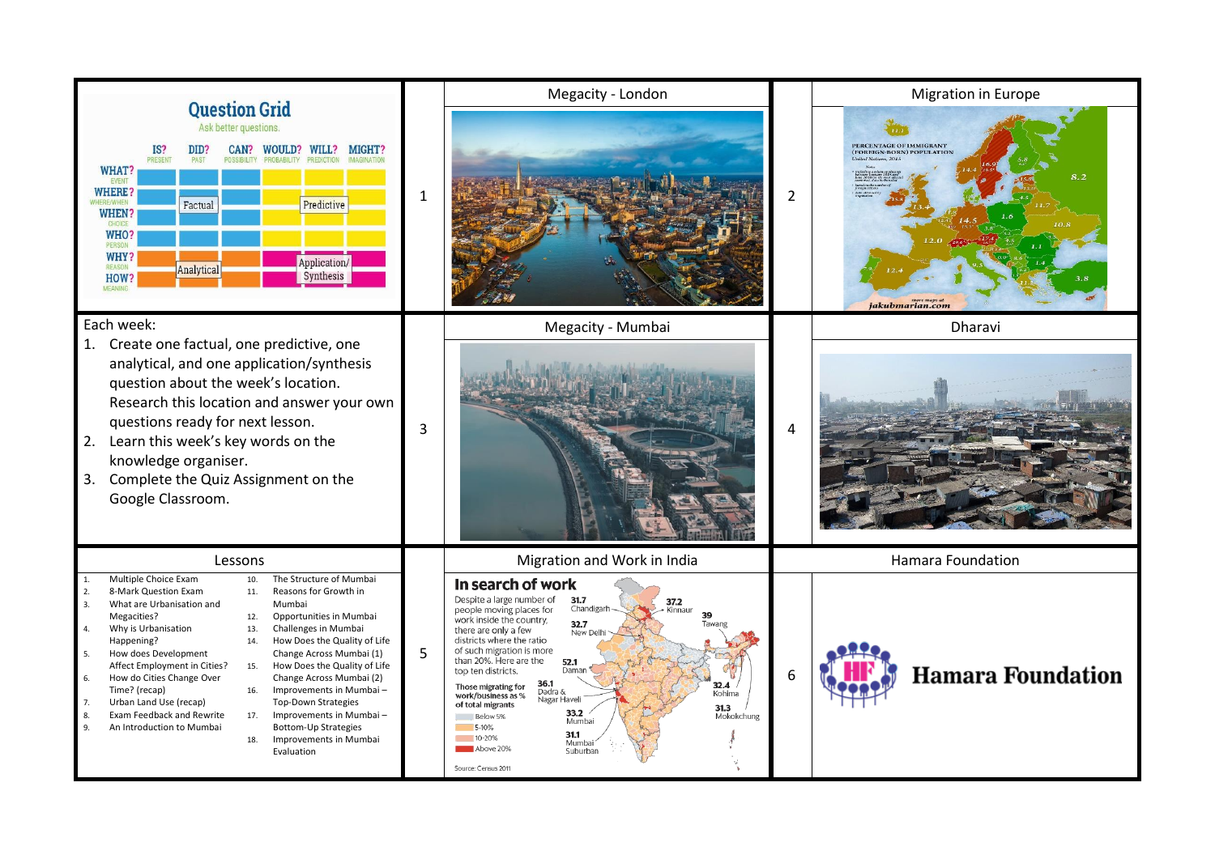## Question Grid

Ask better questions.

| | IS? PRESENT | DID? PAST | CAN? POSSIBILITY | WOULD? PROBABILITY | WILL? PREDICTION | MIGHT? IMAGINATION |
|---|---|---|---|---|---|---|
| WHAT? EVENT | | Factual | | | Predictive | |
| WHERE? WHERE/WHEN | | | | | | |
| WHEN? CHOICE | | | | | | |
| WHO? PERSON | | | | | | |
| WHY? REASON | | Analytical | | | Application/ Synthesis | |
| HOW? MEANING | | | | | | |

Each week:

1. Create one factual, one predictive, one analytical, and one application/synthesis question about the week's location. Research this location and answer your own questions ready for next lesson.
2. Learn this week's key words on the knowledge organiser.
3. Complete the Quiz Assignment on the Google Classroom.

## Lessons

1. Multiple Choice Exam
2. 8-Mark Question Exam
3. What are Urbanisation and Megacities?
4. Why is Urbanisation Happening?
5. How does Development Affect Employment in Cities?
6. How do Cities Change Over Time? (recap)
7. Urban Land Use (recap)
8. Exam Feedback and Rewrite
9. An Introduction to Mumbai
10. The Structure of Mumbai
11. Reasons for Growth in Mumbai
12. Opportunities in Mumbai
13. Challenges in Mumbai
14. How Does the Quality of Life Change Across Mumbai (1)
15. How Does the Quality of Life Change Across Mumbai (2)
16. Improvements in Mumbai – Top-Down Strategies
17. Improvements in Mumbai – Bottom-Up Strategies
18. Improvements in Mumbai Evaluation

## 1. Megacity - London

## 2. Migration in Europe

PERCENTAGE OF IMMIGRANT (FOREIGN-BORN) POPULATION

United Nations, 2015

more maps at jakubmarian.com

## 3. Megacity - Mumbai

## 4. Dharavi

## 5. Migration and Work in India

**In search of work**

Despite a large number of people moving places for work inside the country, there are only a few districts where the ratio of such migration is more than 20%. Here are the top ten districts.

Those migrating for work/business as % of total migrants

- Below 5%
- 5-10%
- 10-20%
- Above 20%

31.7 Chandigarh
37.2 Kinnaur
39 Tawang
32.7 New Delhi
52.1 Daman
36.1 Dadra & Nagar Haveli
32.4 Kohima
31.3 Mokokchung
33.2 Mumbai
31.1 Mumbai Suburban

Source: Census 2011

## 6. Hamara Foundation

Hamara Foundation